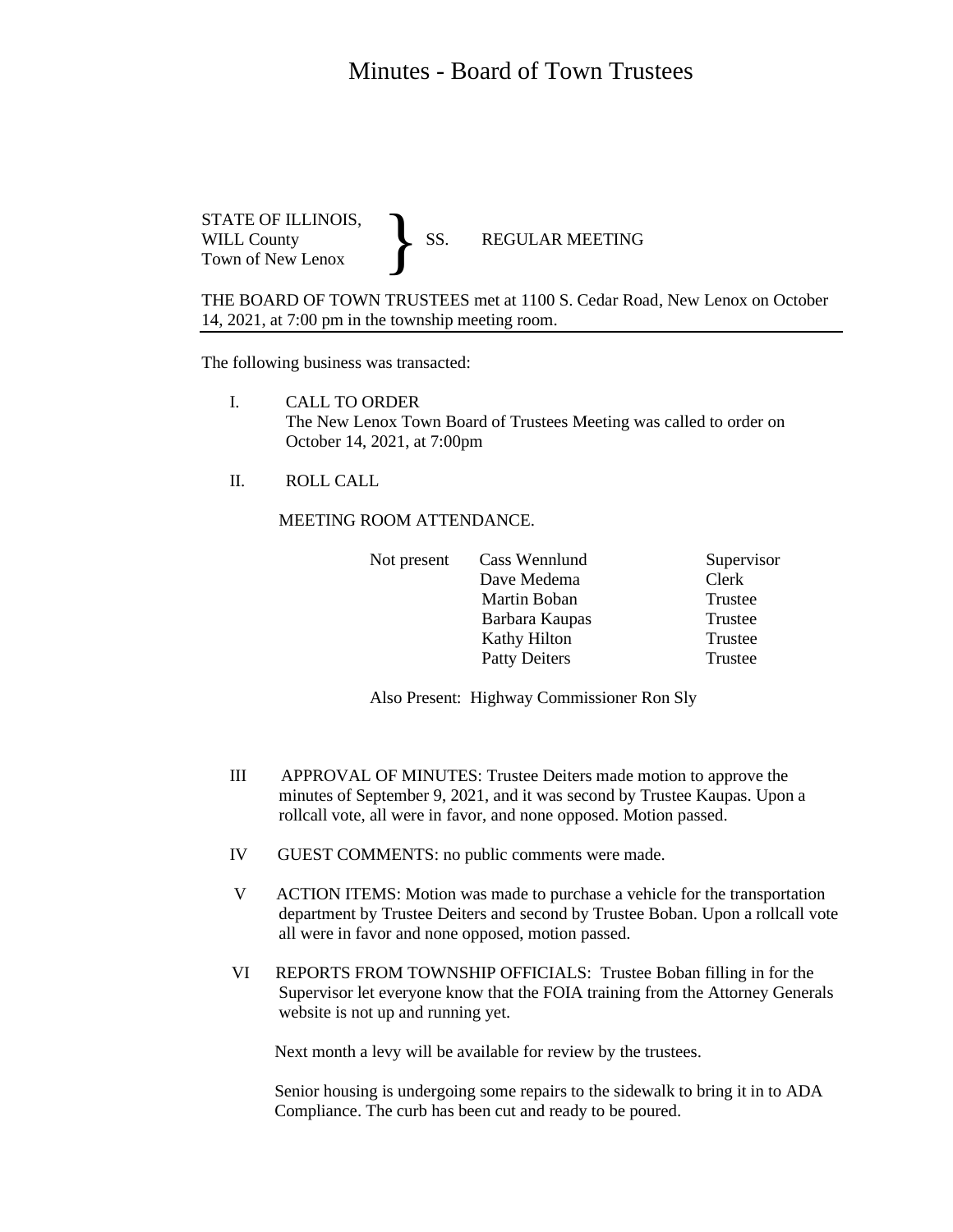# Minutes - Board of Town Trustees

STATE OF ILLINOIS,
WILL County
Town of New Lenox

} SS. REGULAR MEETING

THE BOARD OF TOWN TRUSTEES met at 1100 S. Cedar Road, New Lenox on October 14, 2021, at 7:00 pm in the township meeting room.

---

The following business was transacted:

I. CALL TO ORDER
The New Lenox Town Board of Trustees Meeting was called to order on October 14, 2021, at 7:00pm

II. ROLL CALL

MEETING ROOM ATTENDANCE.

| | | |
|---|---|---|
| Not present | Cass Wennlund | Supervisor |
| | Dave Medema | Clerk |
| | Martin Boban | Trustee |
| | Barbara Kaupas | Trustee |
| | Kathy Hilton | Trustee |
| | Patty Deiters | Trustee |

Also Present: Highway Commissioner Ron Sly

III APPROVAL OF MINUTES: Trustee Deiters made motion to approve the minutes of September 9, 2021, and it was second by Trustee Kaupas. Upon a rollcall vote, all were in favor, and none opposed. Motion passed.

IV GUEST COMMENTS: no public comments were made.

V ACTION ITEMS: Motion was made to purchase a vehicle for the transportation department by Trustee Deiters and second by Trustee Boban. Upon a rollcall vote all were in favor and none opposed, motion passed.

VI REPORTS FROM TOWNSHIP OFFICIALS: Trustee Boban filling in for the Supervisor let everyone know that the FOIA training from the Attorney Generals website is not up and running yet.

Next month a levy will be available for review by the trustees.

Senior housing is undergoing some repairs to the sidewalk to bring it in to ADA Compliance. The curb has been cut and ready to be poured.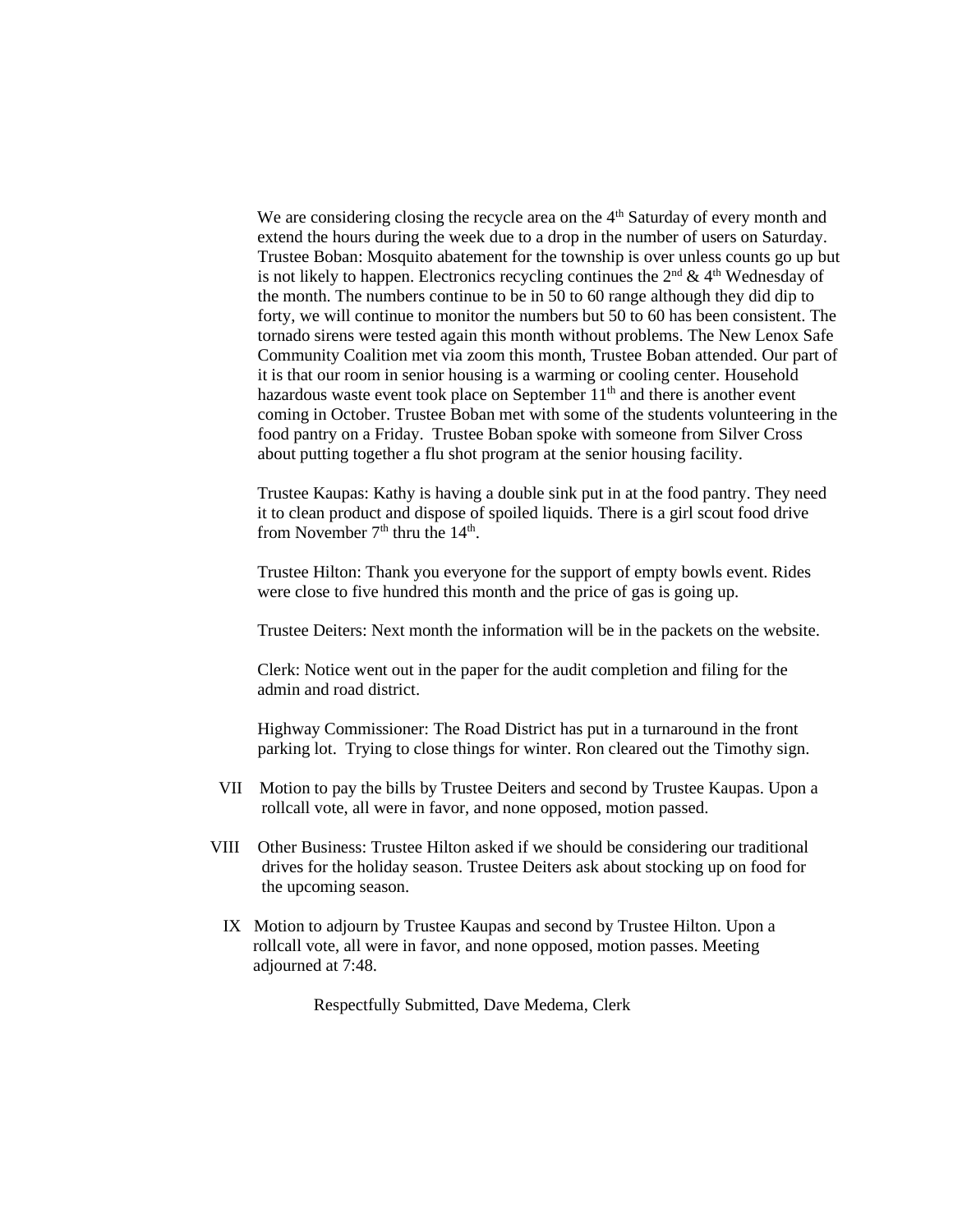We are considering closing the recycle area on the 4th Saturday of every month and extend the hours during the week due to a drop in the number of users on Saturday. Trustee Boban: Mosquito abatement for the township is over unless counts go up but is not likely to happen. Electronics recycling continues the 2nd & 4th Wednesday of the month. The numbers continue to be in 50 to 60 range although they did dip to forty, we will continue to monitor the numbers but 50 to 60 has been consistent. The tornado sirens were tested again this month without problems. The New Lenox Safe Community Coalition met via zoom this month, Trustee Boban attended. Our part of it is that our room in senior housing is a warming or cooling center. Household hazardous waste event took place on September 11th and there is another event coming in October. Trustee Boban met with some of the students volunteering in the food pantry on a Friday. Trustee Boban spoke with someone from Silver Cross about putting together a flu shot program at the senior housing facility.

Trustee Kaupas: Kathy is having a double sink put in at the food pantry. They need it to clean product and dispose of spoiled liquids. There is a girl scout food drive from November 7th thru the 14th.

Trustee Hilton: Thank you everyone for the support of empty bowls event. Rides were close to five hundred this month and the price of gas is going up.

Trustee Deiters: Next month the information will be in the packets on the website.

Clerk: Notice went out in the paper for the audit completion and filing for the admin and road district.

Highway Commissioner: The Road District has put in a turnaround in the front parking lot. Trying to close things for winter. Ron cleared out the Timothy sign.

VII Motion to pay the bills by Trustee Deiters and second by Trustee Kaupas. Upon a rollcall vote, all were in favor, and none opposed, motion passed.

VIII Other Business: Trustee Hilton asked if we should be considering our traditional drives for the holiday season. Trustee Deiters ask about stocking up on food for the upcoming season.

IX Motion to adjourn by Trustee Kaupas and second by Trustee Hilton. Upon a rollcall vote, all were in favor, and none opposed, motion passes. Meeting adjourned at 7:48.

Respectfully Submitted, Dave Medema, Clerk